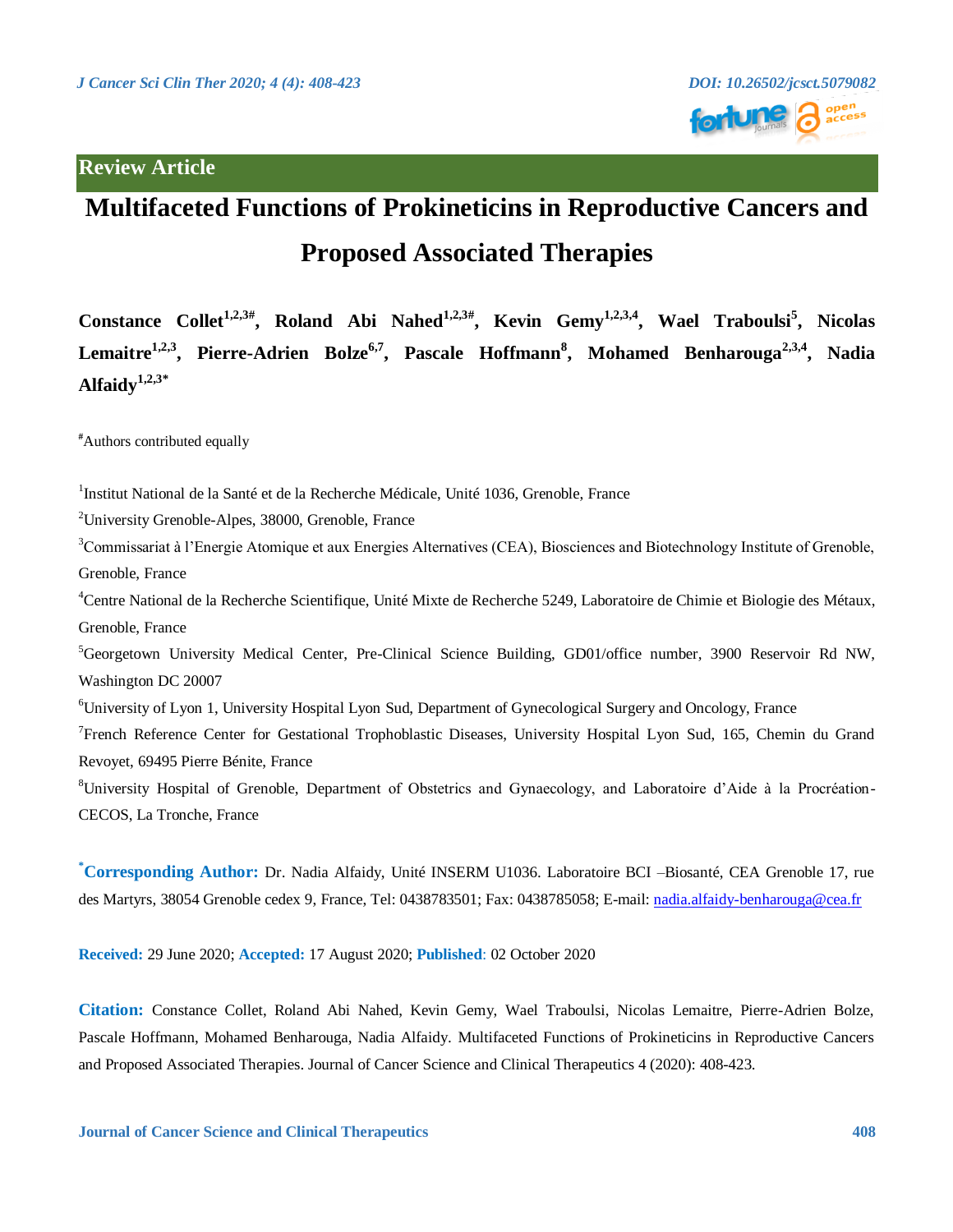**Review Article**

# Multifaceted Functions of Prokineticins in Reproductive Cancers and Proposed Associated Therapies

**Constance Collet[1,2,3#], Roland Abi Nahed[1,2,3#], Kevin Gemy[1,2,3,4], Wael Traboulsi[5], Nicolas Lemaitre[1,2,3], Pierre-Adrien Bolze[6,7], Pascale Hoffmann[8], Mohamed Benharouga[2,3,4], Nadia Alfaidy[1,2,3*]**

[#]Authors contributed equally

[1]Institut National de la Santé et de la Recherche Médicale, Unité 1036, Grenoble, France

[2]University Grenoble-Alpes, 38000, Grenoble, France

[3]Commissariat à l'Energie Atomique et aux Energies Alternatives (CEA), Biosciences and Biotechnology Institute of Grenoble, Grenoble, France

[4]Centre National de la Recherche Scientifique, Unité Mixte de Recherche 5249, Laboratoire de Chimie et Biologie des Métaux, Grenoble, France

[5]Georgetown University Medical Center, Pre-Clinical Science Building, GD01/office number, 3900 Reservoir Rd NW, Washington DC 20007

[6]University of Lyon 1, University Hospital Lyon Sud, Department of Gynecological Surgery and Oncology, France

[7]French Reference Center for Gestational Trophoblastic Diseases, University Hospital Lyon Sud, 165, Chemin du Grand Revoyet, 69495 Pierre Bénite, France

[8]University Hospital of Grenoble, Department of Obstetrics and Gynaecology, and Laboratoire d'Aide à la Procréation-CECOS, La Tronche, France

**[*]Corresponding Author:** Dr. Nadia Alfaidy, Unité INSERM U1036. Laboratoire BCI –Biosanté, CEA Grenoble 17, rue des Martyrs, 38054 Grenoble cedex 9, France, Tel: 0438783501; Fax: 0438785058; E-mail: nadia.alfaidy-benharouga@cea.fr

**Received:** 29 June 2020; **Accepted:** 17 August 2020; **Published**: 02 October 2020

**Citation:** Constance Collet, Roland Abi Nahed, Kevin Gemy, Wael Traboulsi, Nicolas Lemaitre, Pierre-Adrien Bolze, Pascale Hoffmann, Mohamed Benharouga, Nadia Alfaidy. Multifaceted Functions of Prokineticins in Reproductive Cancers and Proposed Associated Therapies. Journal of Cancer Science and Clinical Therapeutics 4 (2020): 408-423.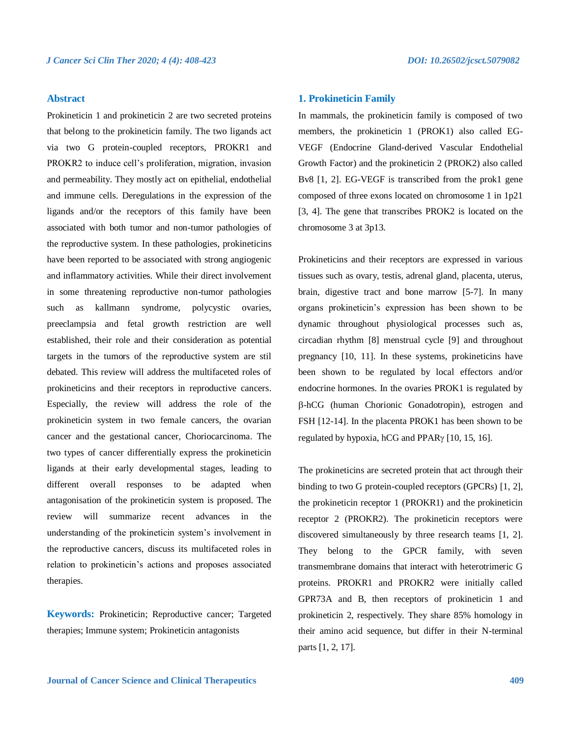## Abstract

Prokineticin 1 and prokineticin 2 are two secreted proteins that belong to the prokineticin family. The two ligands act via two G protein-coupled receptors, PROKR1 and PROKR2 to induce cell's proliferation, migration, invasion and permeability. They mostly act on epithelial, endothelial and immune cells. Deregulations in the expression of the ligands and/or the receptors of this family have been associated with both tumor and non-tumor pathologies of the reproductive system. In these pathologies, prokineticins have been reported to be associated with strong angiogenic and inflammatory activities. While their direct involvement in some threatening reproductive non-tumor pathologies such as kallmann syndrome, polycystic ovaries, preeclampsia and fetal growth restriction are well established, their role and their consideration as potential targets in the tumors of the reproductive system are stil debated. This review will address the multifaceted roles of prokineticins and their receptors in reproductive cancers. Especially, the review will address the role of the prokineticin system in two female cancers, the ovarian cancer and the gestational cancer, Choriocarcinoma. The two types of cancer differentially express the prokineticin ligands at their early developmental stages, leading to different overall responses to be adapted when antagonisation of the prokineticin system is proposed. The review will summarize recent advances in the understanding of the prokineticin system's involvement in the reproductive cancers, discuss its multifaceted roles in relation to prokineticin's actions and proposes associated therapies.

**Keywords:** Prokineticin; Reproductive cancer; Targeted therapies; Immune system; Prokineticin antagonists

## 1. Prokineticin Family

In mammals, the prokineticin family is composed of two members, the prokineticin 1 (PROK1) also called EG-VEGF (Endocrine Gland-derived Vascular Endothelial Growth Factor) and the prokineticin 2 (PROK2) also called Bv8 [1, 2]. EG-VEGF is transcribed from the prok1 gene composed of three exons located on chromosome 1 in 1p21 [3, 4]. The gene that transcribes PROK2 is located on the chromosome 3 at 3p13.

Prokineticins and their receptors are expressed in various tissues such as ovary, testis, adrenal gland, placenta, uterus, brain, digestive tract and bone marrow [5-7]. In many organs prokineticin's expression has been shown to be dynamic throughout physiological processes such as, circadian rhythm [8] menstrual cycle [9] and throughout pregnancy [10, 11]. In these systems, prokineticins have been shown to be regulated by local effectors and/or endocrine hormones. In the ovaries PROK1 is regulated by β-hCG (human Chorionic Gonadotropin), estrogen and FSH [12-14]. In the placenta PROK1 has been shown to be regulated by hypoxia, hCG and PPARγ [10, 15, 16].

The prokineticins are secreted protein that act through their binding to two G protein-coupled receptors (GPCRs) [1, 2], the prokineticin receptor 1 (PROKR1) and the prokineticin receptor 2 (PROKR2). The prokineticin receptors were discovered simultaneously by three research teams [1, 2]. They belong to the GPCR family, with seven transmembrane domains that interact with heterotrimeric G proteins. PROKR1 and PROKR2 were initially called GPR73A and B, then receptors of prokineticin 1 and prokineticin 2, respectively. They share 85% homology in their amino acid sequence, but differ in their N-terminal parts [1, 2, 17].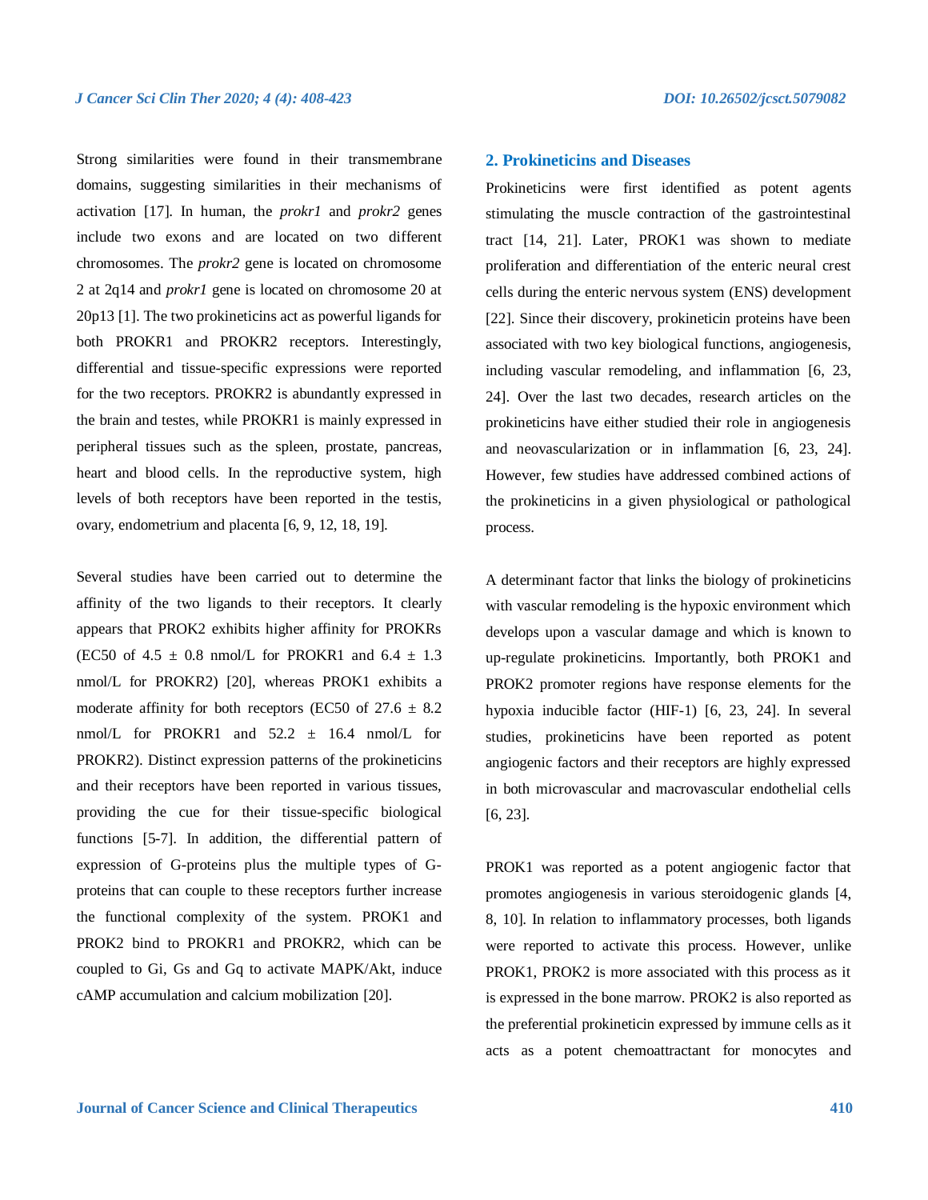Strong similarities were found in their transmembrane domains, suggesting similarities in their mechanisms of activation [17]. In human, the *prokr1* and *prokr2* genes include two exons and are located on two different chromosomes. The *prokr2* gene is located on chromosome 2 at 2q14 and *prokr1* gene is located on chromosome 20 at 20p13 [1]. The two prokineticins act as powerful ligands for both PROKR1 and PROKR2 receptors. Interestingly, differential and tissue-specific expressions were reported for the two receptors. PROKR2 is abundantly expressed in the brain and testes, while PROKR1 is mainly expressed in peripheral tissues such as the spleen, prostate, pancreas, heart and blood cells. In the reproductive system, high levels of both receptors have been reported in the testis, ovary, endometrium and placenta [6, 9, 12, 18, 19].

Several studies have been carried out to determine the affinity of the two ligands to their receptors. It clearly appears that PROK2 exhibits higher affinity for PROKRs (EC50 of $4.5 \pm 0.8$ nmol/L for PROKR1 and $6.4 \pm 1.3$ nmol/L for PROKR2) [20], whereas PROK1 exhibits a moderate affinity for both receptors (EC50 of $27.6 \pm 8.2$ nmol/L for PROKR1 and $52.2 \pm 16.4$ nmol/L for PROKR2). Distinct expression patterns of the prokineticins and their receptors have been reported in various tissues, providing the cue for their tissue-specific biological functions [5-7]. In addition, the differential pattern of expression of G-proteins plus the multiple types of G-proteins that can couple to these receptors further increase the functional complexity of the system. PROK1 and PROK2 bind to PROKR1 and PROKR2, which can be coupled to Gi, Gs and Gq to activate MAPK/Akt, induce cAMP accumulation and calcium mobilization [20].

## 2. Prokineticins and Diseases

Prokineticins were first identified as potent agents stimulating the muscle contraction of the gastrointestinal tract [14, 21]. Later, PROK1 was shown to mediate proliferation and differentiation of the enteric neural crest cells during the enteric nervous system (ENS) development [22]. Since their discovery, prokineticin proteins have been associated with two key biological functions, angiogenesis, including vascular remodeling, and inflammation [6, 23, 24]. Over the last two decades, research articles on the prokineticins have either studied their role in angiogenesis and neovascularization or in inflammation [6, 23, 24]. However, few studies have addressed combined actions of the prokineticins in a given physiological or pathological process.

A determinant factor that links the biology of prokineticins with vascular remodeling is the hypoxic environment which develops upon a vascular damage and which is known to up-regulate prokineticins. Importantly, both PROK1 and PROK2 promoter regions have response elements for the hypoxia inducible factor (HIF-1) [6, 23, 24]. In several studies, prokineticins have been reported as potent angiogenic factors and their receptors are highly expressed in both microvascular and macrovascular endothelial cells [6, 23].

PROK1 was reported as a potent angiogenic factor that promotes angiogenesis in various steroidogenic glands [4, 8, 10]. In relation to inflammatory processes, both ligands were reported to activate this process. However, unlike PROK1, PROK2 is more associated with this process as it is expressed in the bone marrow. PROK2 is also reported as the preferential prokineticin expressed by immune cells as it acts as a potent chemoattractant for monocytes and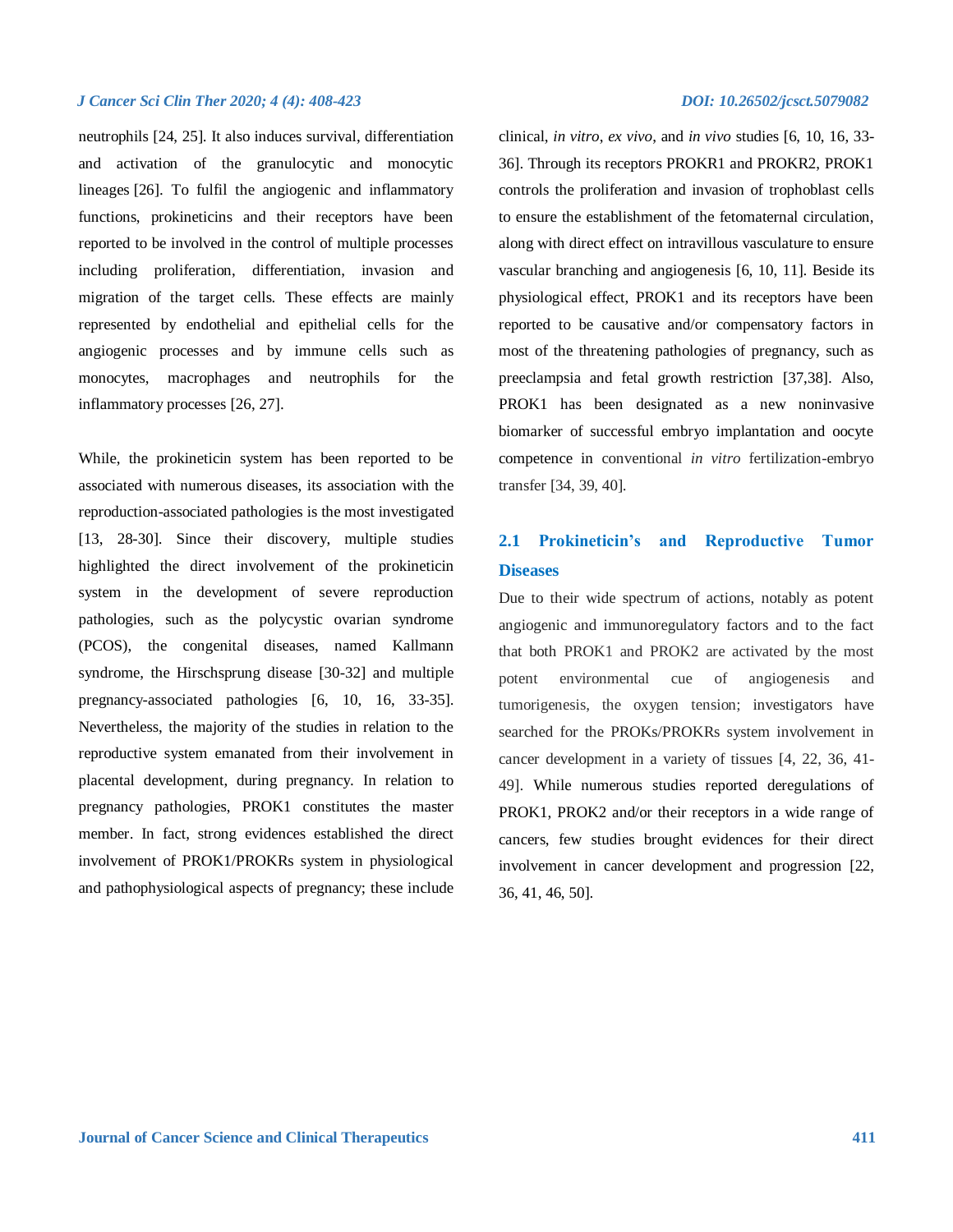neutrophils [24, 25]. It also induces survival, differentiation and activation of the granulocytic and monocytic lineages [26]. To fulfil the angiogenic and inflammatory functions, prokineticins and their receptors have been reported to be involved in the control of multiple processes including proliferation, differentiation, invasion and migration of the target cells. These effects are mainly represented by endothelial and epithelial cells for the angiogenic processes and by immune cells such as monocytes, macrophages and neutrophils for the inflammatory processes [26, 27].

While, the prokineticin system has been reported to be associated with numerous diseases, its association with the reproduction-associated pathologies is the most investigated [13, 28-30]. Since their discovery, multiple studies highlighted the direct involvement of the prokineticin system in the development of severe reproduction pathologies, such as the polycystic ovarian syndrome (PCOS), the congenital diseases, named Kallmann syndrome, the Hirschsprung disease [30-32] and multiple pregnancy-associated pathologies [6, 10, 16, 33-35]. Nevertheless, the majority of the studies in relation to the reproductive system emanated from their involvement in placental development, during pregnancy. In relation to pregnancy pathologies, PROK1 constitutes the master member. In fact, strong evidences established the direct involvement of PROK1/PROKRs system in physiological and pathophysiological aspects of pregnancy; these include clinical, *in vitro*, *ex vivo*, and *in vivo* studies [6, 10, 16, 33-36]. Through its receptors PROKR1 and PROKR2, PROK1 controls the proliferation and invasion of trophoblast cells to ensure the establishment of the fetomaternal circulation, along with direct effect on intravillous vasculature to ensure vascular branching and angiogenesis [6, 10, 11]. Beside its physiological effect, PROK1 and its receptors have been reported to be causative and/or compensatory factors in most of the threatening pathologies of pregnancy, such as preeclampsia and fetal growth restriction [37,38]. Also, PROK1 has been designated as a new noninvasive biomarker of successful embryo implantation and oocyte competence in conventional *in vitro* fertilization-embryo transfer [34, 39, 40].

## 2.1 Prokineticin's and Reproductive Tumor Diseases

Due to their wide spectrum of actions, notably as potent angiogenic and immunoregulatory factors and to the fact that both PROK1 and PROK2 are activated by the most potent environmental cue of angiogenesis and tumorigenesis, the oxygen tension; investigators have searched for the PROKs/PROKRs system involvement in cancer development in a variety of tissues [4, 22, 36, 41-49]. While numerous studies reported deregulations of PROK1, PROK2 and/or their receptors in a wide range of cancers, few studies brought evidences for their direct involvement in cancer development and progression [22, 36, 41, 46, 50].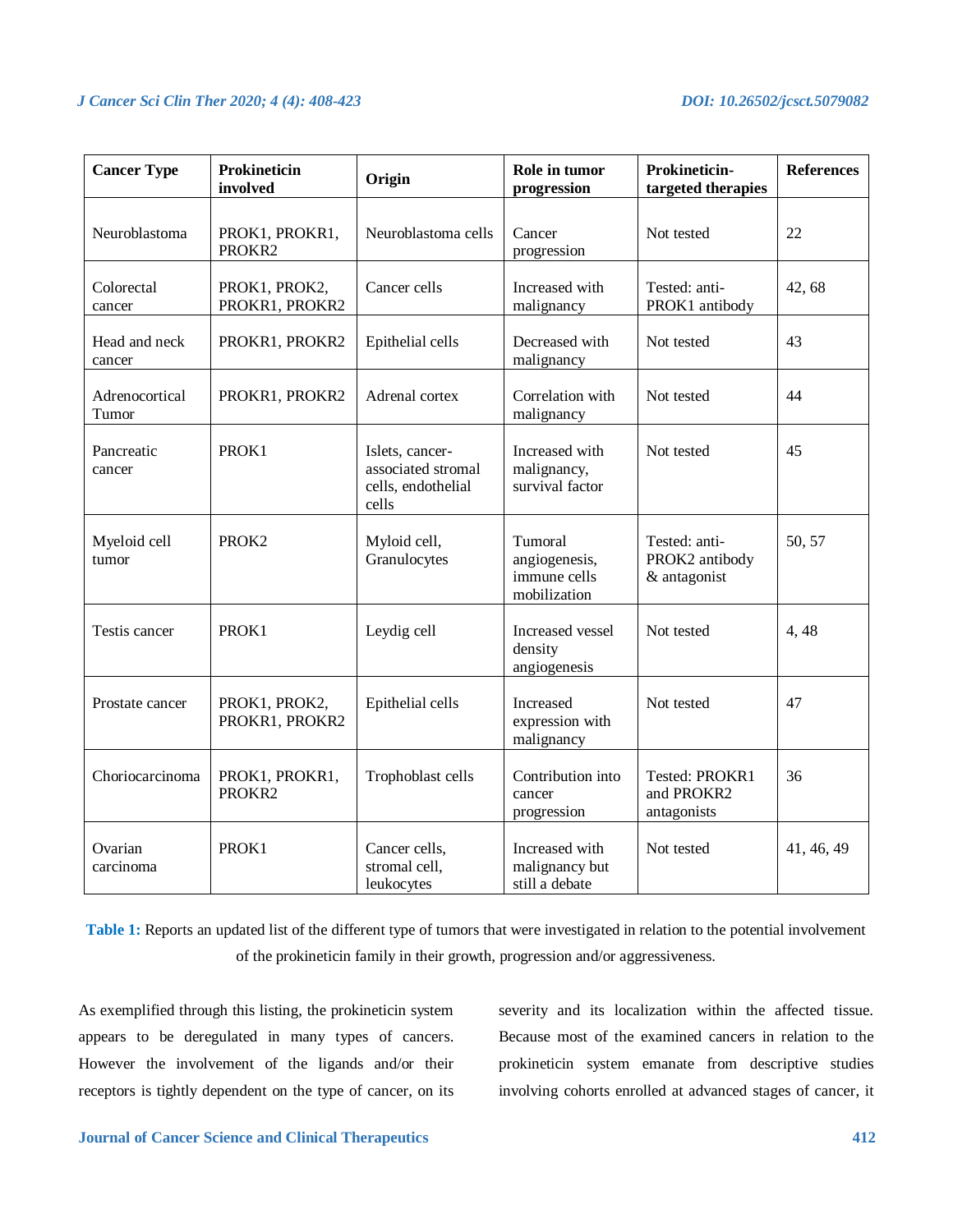| Cancer Type | Prokineticin involved | Origin | Role in tumor progression | Prokineticin-targeted therapies | References |
|---|---|---|---|---|---|
| Neuroblastoma | PROK1, PROKR1, PROKR2 | Neuroblastoma cells | Cancer progression | Not tested | 22 |
| Colorectal cancer | PROK1, PROK2, PROKR1, PROKR2 | Cancer cells | Increased with malignancy | Tested: anti-PROK1 antibody | 42, 68 |
| Head and neck cancer | PROKR1, PROKR2 | Epithelial cells | Decreased with malignancy | Not tested | 43 |
| Adrenocortical Tumor | PROKR1, PROKR2 | Adrenal cortex | Correlation with malignancy | Not tested | 44 |
| Pancreatic cancer | PROK1 | Islets, cancer-associated stromal cells, endothelial cells | Increased with malignancy, survival factor | Not tested | 45 |
| Myeloid cell tumor | PROK2 | Myloid cell, Granulocytes | Tumoral angiogenesis, immune cells mobilization | Tested: anti-PROK2 antibody & antagonist | 50, 57 |
| Testis cancer | PROK1 | Leydig cell | Increased vessel density angiogenesis | Not tested | 4, 48 |
| Prostate cancer | PROK1, PROK2, PROKR1, PROKR2 | Epithelial cells | Increased expression with malignancy | Not tested | 47 |
| Choriocarcinoma | PROK1, PROKR1, PROKR2 | Trophoblast cells | Contribution into cancer progression | Tested: PROKR1 and PROKR2 antagonists | 36 |
| Ovarian carcinoma | PROK1 | Cancer cells, stromal cell, leukocytes | Increased with malignancy but still a debate | Not tested | 41, 46, 49 |

**Table 1:** Reports an updated list of the different type of tumors that were investigated in relation to the potential involvement of the prokineticin family in their growth, progression and/or aggressiveness.

As exemplified through this listing, the prokineticin system appears to be deregulated in many types of cancers. However the involvement of the ligands and/or their receptors is tightly dependent on the type of cancer, on its severity and its localization within the affected tissue. Because most of the examined cancers in relation to the prokineticin system emanate from descriptive studies involving cohorts enrolled at advanced stages of cancer, it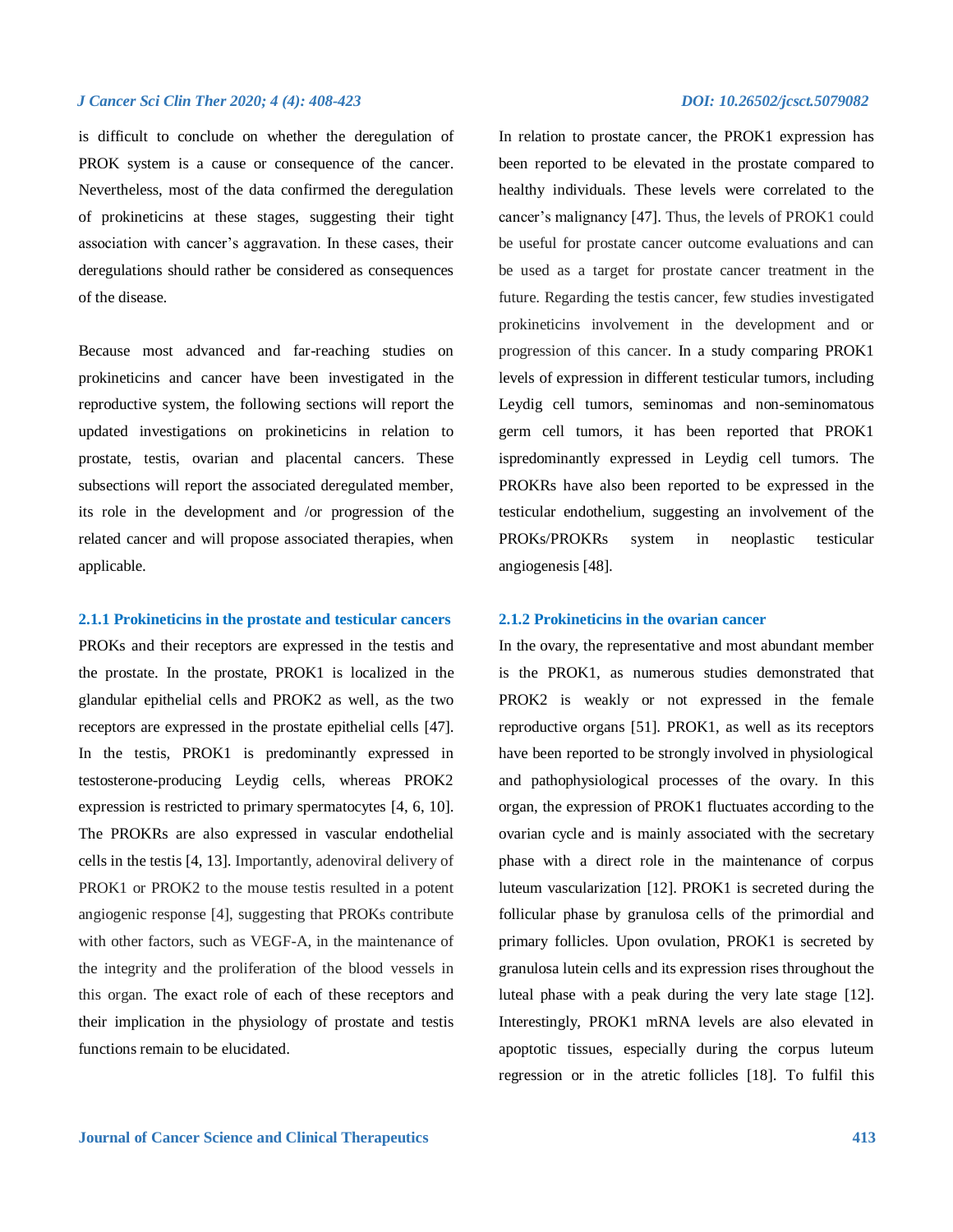is difficult to conclude on whether the deregulation of PROK system is a cause or consequence of the cancer. Nevertheless, most of the data confirmed the deregulation of prokineticins at these stages, suggesting their tight association with cancer's aggravation. In these cases, their deregulations should rather be considered as consequences of the disease.

Because most advanced and far-reaching studies on prokineticins and cancer have been investigated in the reproductive system, the following sections will report the updated investigations on prokineticins in relation to prostate, testis, ovarian and placental cancers. These subsections will report the associated deregulated member, its role in the development and /or progression of the related cancer and will propose associated therapies, when applicable.

### 2.1.1 Prokineticins in the prostate and testicular cancers

PROKs and their receptors are expressed in the testis and the prostate. In the prostate, PROK1 is localized in the glandular epithelial cells and PROK2 as well, as the two receptors are expressed in the prostate epithelial cells [47]. In the testis, PROK1 is predominantly expressed in testosterone-producing Leydig cells, whereas PROK2 expression is restricted to primary spermatocytes [4, 6, 10]. The PROKRs are also expressed in vascular endothelial cells in the testis [4, 13]. Importantly, adenoviral delivery of PROK1 or PROK2 to the mouse testis resulted in a potent angiogenic response [4], suggesting that PROKs contribute with other factors, such as VEGF-A, in the maintenance of the integrity and the proliferation of the blood vessels in this organ. The exact role of each of these receptors and their implication in the physiology of prostate and testis functions remain to be elucidated.

In relation to prostate cancer, the PROK1 expression has been reported to be elevated in the prostate compared to healthy individuals. These levels were correlated to the cancer's malignancy [47]. Thus, the levels of PROK1 could be useful for prostate cancer outcome evaluations and can be used as a target for prostate cancer treatment in the future. Regarding the testis cancer, few studies investigated prokineticins involvement in the development and or progression of this cancer. In a study comparing PROK1 levels of expression in different testicular tumors, including Leydig cell tumors, seminomas and non-seminomatous germ cell tumors, it has been reported that PROK1 ispredominantly expressed in Leydig cell tumors. The PROKRs have also been reported to be expressed in the testicular endothelium, suggesting an involvement of the PROKs/PROKRs system in neoplastic testicular angiogenesis [48].

### 2.1.2 Prokineticins in the ovarian cancer

In the ovary, the representative and most abundant member is the PROK1, as numerous studies demonstrated that PROK2 is weakly or not expressed in the female reproductive organs [51]. PROK1, as well as its receptors have been reported to be strongly involved in physiological and pathophysiological processes of the ovary. In this organ, the expression of PROK1 fluctuates according to the ovarian cycle and is mainly associated with the secretary phase with a direct role in the maintenance of corpus luteum vascularization [12]. PROK1 is secreted during the follicular phase by granulosa cells of the primordial and primary follicles. Upon ovulation, PROK1 is secreted by granulosa lutein cells and its expression rises throughout the luteal phase with a peak during the very late stage [12]. Interestingly, PROK1 mRNA levels are also elevated in apoptotic tissues, especially during the corpus luteum regression or in the atretic follicles [18]. To fulfil this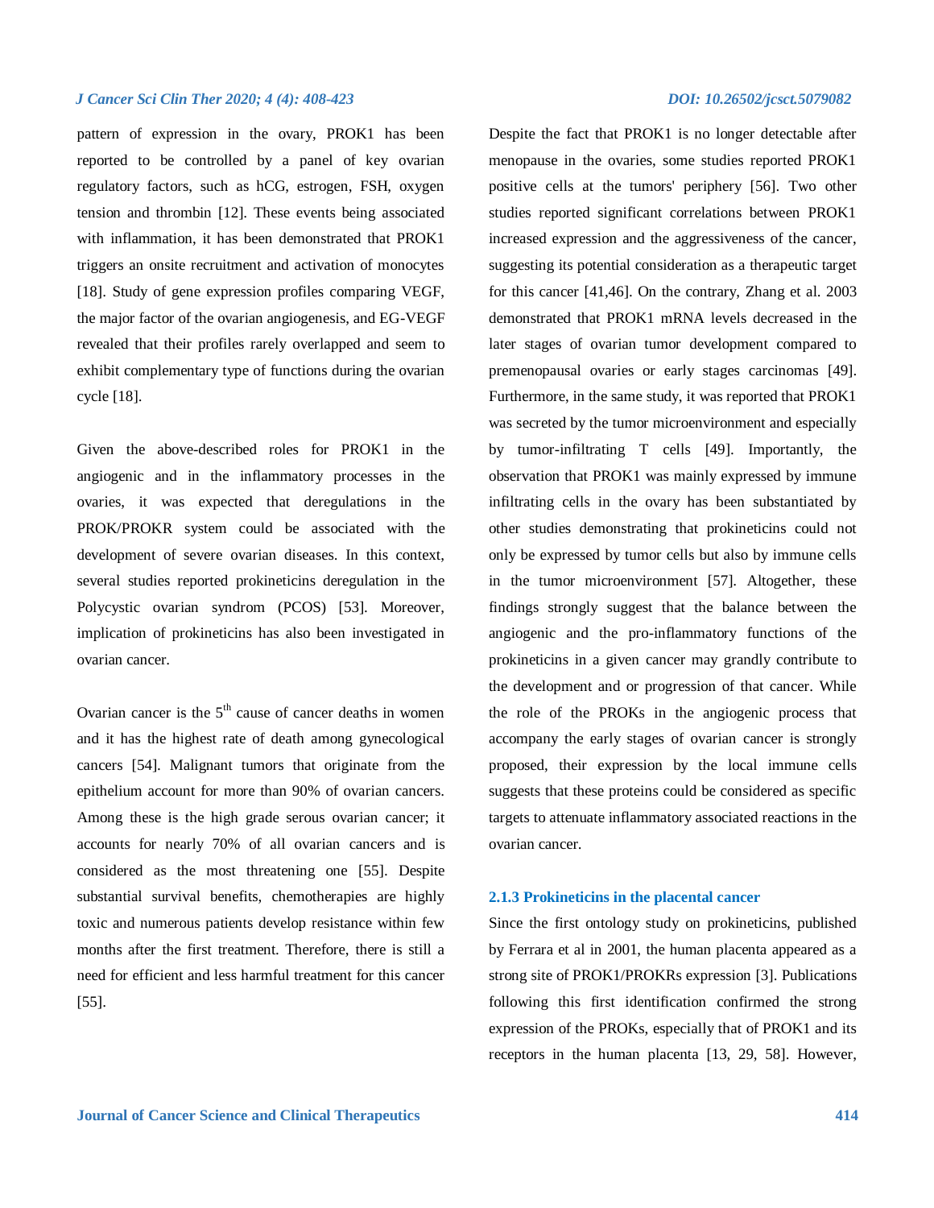pattern of expression in the ovary, PROK1 has been reported to be controlled by a panel of key ovarian regulatory factors, such as hCG, estrogen, FSH, oxygen tension and thrombin [12]. These events being associated with inflammation, it has been demonstrated that PROK1 triggers an onsite recruitment and activation of monocytes [18]. Study of gene expression profiles comparing VEGF, the major factor of the ovarian angiogenesis, and EG-VEGF revealed that their profiles rarely overlapped and seem to exhibit complementary type of functions during the ovarian cycle [18].

Given the above-described roles for PROK1 in the angiogenic and in the inflammatory processes in the ovaries, it was expected that deregulations in the PROK/PROKR system could be associated with the development of severe ovarian diseases. In this context, several studies reported prokineticins deregulation in the Polycystic ovarian syndrom (PCOS) [53]. Moreover, implication of prokineticins has also been investigated in ovarian cancer.

Ovarian cancer is the 5th cause of cancer deaths in women and it has the highest rate of death among gynecological cancers [54]. Malignant tumors that originate from the epithelium account for more than 90% of ovarian cancers. Among these is the high grade serous ovarian cancer; it accounts for nearly 70% of all ovarian cancers and is considered as the most threatening one [55]. Despite substantial survival benefits, chemotherapies are highly toxic and numerous patients develop resistance within few months after the first treatment. Therefore, there is still a need for efficient and less harmful treatment for this cancer [55].

Despite the fact that PROK1 is no longer detectable after menopause in the ovaries, some studies reported PROK1 positive cells at the tumors' periphery [56]. Two other studies reported significant correlations between PROK1 increased expression and the aggressiveness of the cancer, suggesting its potential consideration as a therapeutic target for this cancer [41,46]. On the contrary, Zhang et al. 2003 demonstrated that PROK1 mRNA levels decreased in the later stages of ovarian tumor development compared to premenopausal ovaries or early stages carcinomas [49]. Furthermore, in the same study, it was reported that PROK1 was secreted by the tumor microenvironment and especially by tumor-infiltrating T cells [49]. Importantly, the observation that PROK1 was mainly expressed by immune infiltrating cells in the ovary has been substantiated by other studies demonstrating that prokineticins could not only be expressed by tumor cells but also by immune cells in the tumor microenvironment [57]. Altogether, these findings strongly suggest that the balance between the angiogenic and the pro-inflammatory functions of the prokineticins in a given cancer may grandly contribute to the development and or progression of that cancer. While the role of the PROKs in the angiogenic process that accompany the early stages of ovarian cancer is strongly proposed, their expression by the local immune cells suggests that these proteins could be considered as specific targets to attenuate inflammatory associated reactions in the ovarian cancer.

### 2.1.3 Prokineticins in the placental cancer

Since the first ontology study on prokineticins, published by Ferrara et al in 2001, the human placenta appeared as a strong site of PROK1/PROKRs expression [3]. Publications following this first identification confirmed the strong expression of the PROKs, especially that of PROK1 and its receptors in the human placenta [13, 29, 58]. However,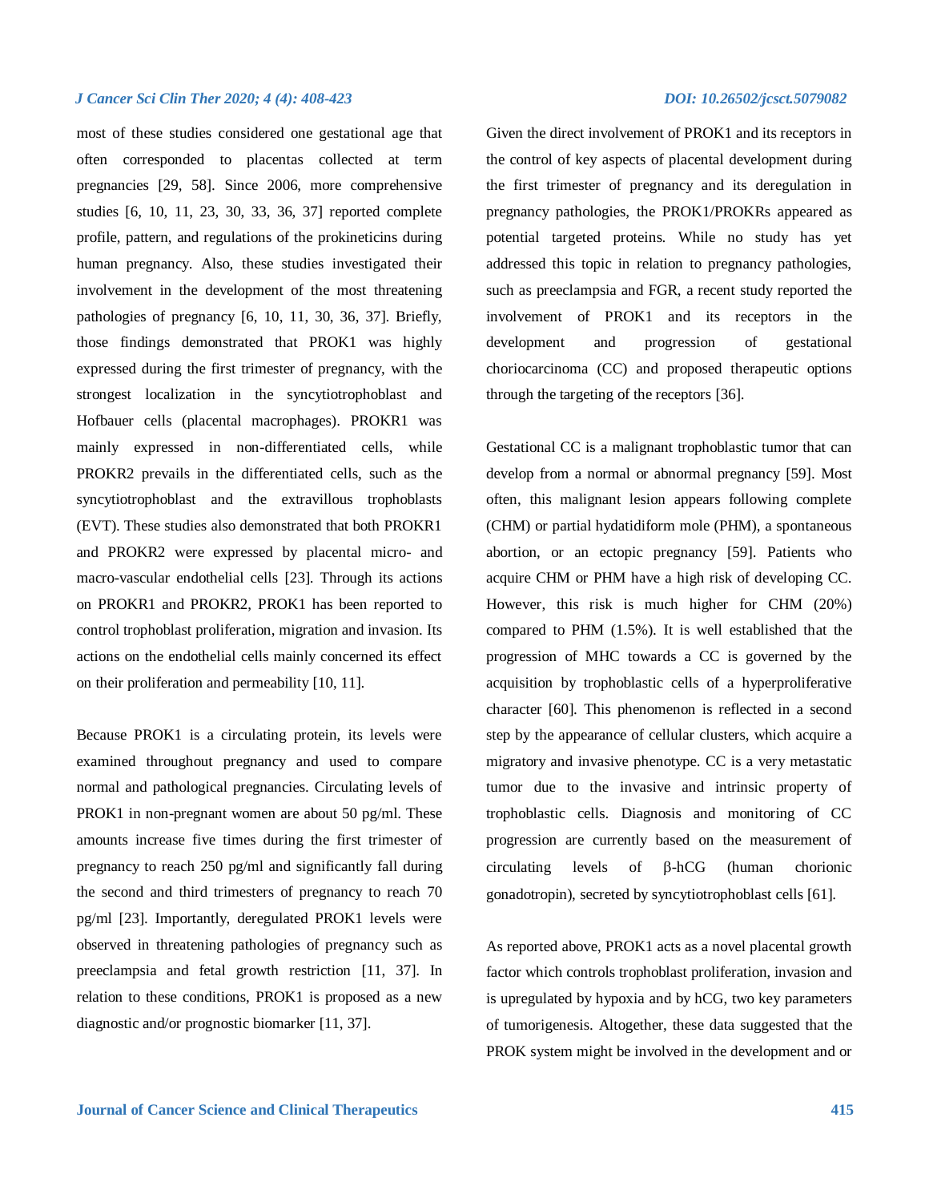most of these studies considered one gestational age that often corresponded to placentas collected at term pregnancies [29, 58]. Since 2006, more comprehensive studies [6, 10, 11, 23, 30, 33, 36, 37] reported complete profile, pattern, and regulations of the prokineticins during human pregnancy. Also, these studies investigated their involvement in the development of the most threatening pathologies of pregnancy [6, 10, 11, 30, 36, 37]. Briefly, those findings demonstrated that PROK1 was highly expressed during the first trimester of pregnancy, with the strongest localization in the syncytiotrophoblast and Hofbauer cells (placental macrophages). PROKR1 was mainly expressed in non-differentiated cells, while PROKR2 prevails in the differentiated cells, such as the syncytiotrophoblast and the extravillous trophoblasts (EVT). These studies also demonstrated that both PROKR1 and PROKR2 were expressed by placental micro- and macro-vascular endothelial cells [23]. Through its actions on PROKR1 and PROKR2, PROK1 has been reported to control trophoblast proliferation, migration and invasion. Its actions on the endothelial cells mainly concerned its effect on their proliferation and permeability [10, 11].

Because PROK1 is a circulating protein, its levels were examined throughout pregnancy and used to compare normal and pathological pregnancies. Circulating levels of PROK1 in non-pregnant women are about 50 pg/ml. These amounts increase five times during the first trimester of pregnancy to reach 250 pg/ml and significantly fall during the second and third trimesters of pregnancy to reach 70 pg/ml [23]. Importantly, deregulated PROK1 levels were observed in threatening pathologies of pregnancy such as preeclampsia and fetal growth restriction [11, 37]. In relation to these conditions, PROK1 is proposed as a new diagnostic and/or prognostic biomarker [11, 37].

Given the direct involvement of PROK1 and its receptors in the control of key aspects of placental development during the first trimester of pregnancy and its deregulation in pregnancy pathologies, the PROK1/PROKRs appeared as potential targeted proteins. While no study has yet addressed this topic in relation to pregnancy pathologies, such as preeclampsia and FGR, a recent study reported the involvement of PROK1 and its receptors in the development and progression of gestational choriocarcinoma (CC) and proposed therapeutic options through the targeting of the receptors [36].

Gestational CC is a malignant trophoblastic tumor that can develop from a normal or abnormal pregnancy [59]. Most often, this malignant lesion appears following complete (CHM) or partial hydatidiform mole (PHM), a spontaneous abortion, or an ectopic pregnancy [59]. Patients who acquire CHM or PHM have a high risk of developing CC. However, this risk is much higher for CHM (20%) compared to PHM (1.5%). It is well established that the progression of MHC towards a CC is governed by the acquisition by trophoblastic cells of a hyperproliferative character [60]. This phenomenon is reflected in a second step by the appearance of cellular clusters, which acquire a migratory and invasive phenotype. CC is a very metastatic tumor due to the invasive and intrinsic property of trophoblastic cells. Diagnosis and monitoring of CC progression are currently based on the measurement of circulating levels of β-hCG (human chorionic gonadotropin), secreted by syncytiotrophoblast cells [61].

As reported above, PROK1 acts as a novel placental growth factor which controls trophoblast proliferation, invasion and is upregulated by hypoxia and by hCG, two key parameters of tumorigenesis. Altogether, these data suggested that the PROK system might be involved in the development and or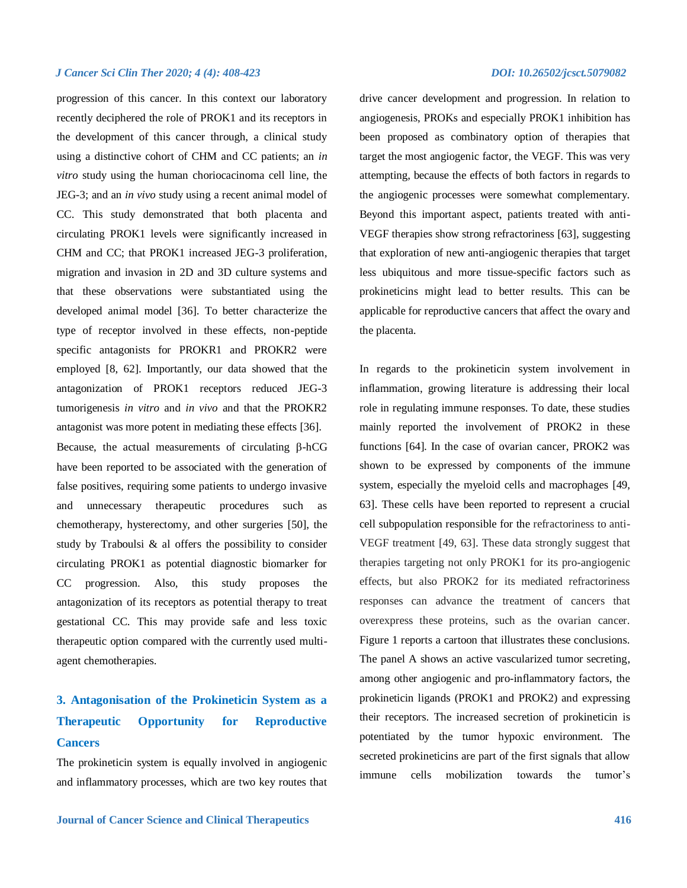progression of this cancer. In this context our laboratory recently deciphered the role of PROK1 and its receptors in the development of this cancer through, a clinical study using a distinctive cohort of CHM and CC patients; an *in vitro* study using the human choriocacinoma cell line, the JEG-3; and an *in vivo* study using a recent animal model of CC. This study demonstrated that both placenta and circulating PROK1 levels were significantly increased in CHM and CC; that PROK1 increased JEG-3 proliferation, migration and invasion in 2D and 3D culture systems and that these observations were substantiated using the developed animal model [36]. To better characterize the type of receptor involved in these effects, non-peptide specific antagonists for PROKR1 and PROKR2 were employed [8, 62]. Importantly, our data showed that the antagonization of PROK1 receptors reduced JEG-3 tumorigenesis *in vitro* and *in vivo* and that the PROKR2 antagonist was more potent in mediating these effects [36]. Because, the actual measurements of circulating β-hCG have been reported to be associated with the generation of false positives, requiring some patients to undergo invasive and unnecessary therapeutic procedures such as chemotherapy, hysterectomy, and other surgeries [50], the study by Traboulsi & al offers the possibility to consider circulating PROK1 as potential diagnostic biomarker for CC progression. Also, this study proposes the antagonization of its receptors as potential therapy to treat gestational CC. This may provide safe and less toxic therapeutic option compared with the currently used multi-agent chemotherapies.

## 3. Antagonisation of the Prokineticin System as a Therapeutic Opportunity for Reproductive Cancers

The prokineticin system is equally involved in angiogenic and inflammatory processes, which are two key routes that drive cancer development and progression. In relation to angiogenesis, PROKs and especially PROK1 inhibition has been proposed as combinatory option of therapies that target the most angiogenic factor, the VEGF. This was very attempting, because the effects of both factors in regards to the angiogenic processes were somewhat complementary. Beyond this important aspect, patients treated with anti-VEGF therapies show strong refractoriness [63], suggesting that exploration of new anti-angiogenic therapies that target less ubiquitous and more tissue-specific factors such as prokineticins might lead to better results. This can be applicable for reproductive cancers that affect the ovary and the placenta.

In regards to the prokineticin system involvement in inflammation, growing literature is addressing their local role in regulating immune responses. To date, these studies mainly reported the involvement of PROK2 in these functions [64]. In the case of ovarian cancer, PROK2 was shown to be expressed by components of the immune system, especially the myeloid cells and macrophages [49, 63]. These cells have been reported to represent a crucial cell subpopulation responsible for the refractoriness to anti-VEGF treatment [49, 63]. These data strongly suggest that therapies targeting not only PROK1 for its pro-angiogenic effects, but also PROK2 for its mediated refractoriness responses can advance the treatment of cancers that overexpress these proteins, such as the ovarian cancer. Figure 1 reports a cartoon that illustrates these conclusions. The panel A shows an active vascularized tumor secreting, among other angiogenic and pro-inflammatory factors, the prokineticin ligands (PROK1 and PROK2) and expressing their receptors. The increased secretion of prokineticin is potentiated by the tumor hypoxic environment. The secreted prokineticins are part of the first signals that allow immune cells mobilization towards the tumor's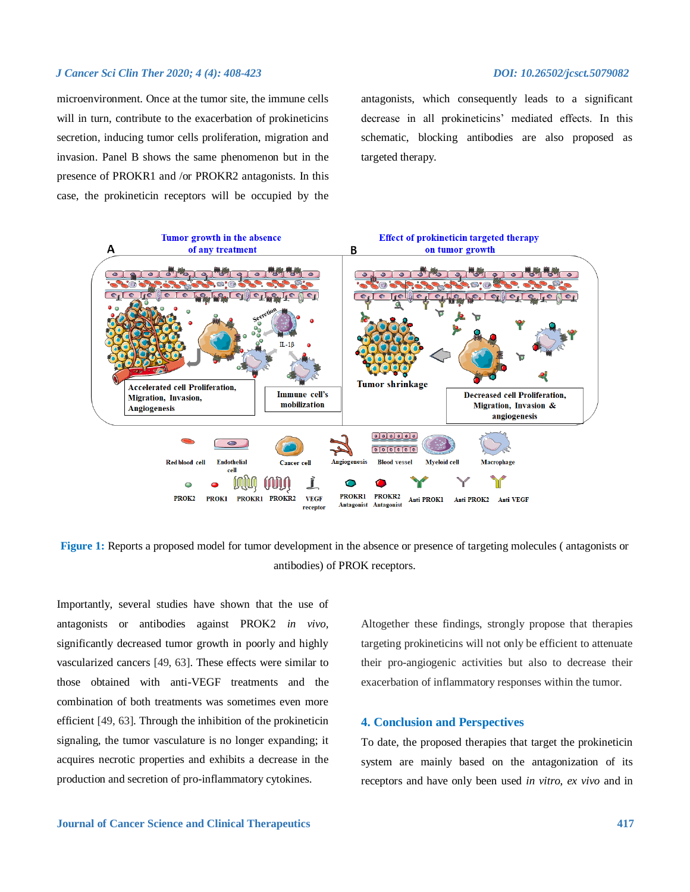microenvironment. Once at the tumor site, the immune cells will in turn, contribute to the exacerbation of prokineticins secretion, inducing tumor cells proliferation, migration and invasion. Panel B shows the same phenomenon but in the presence of PROKR1 and /or PROKR2 antagonists. In this case, the prokineticin receptors will be occupied by the antagonists, which consequently leads to a significant decrease in all prokineticins' mediated effects. In this schematic, blocking antibodies are also proposed as targeted therapy.

**Figure 1:** Reports a proposed model for tumor development in the absence or presence of targeting molecules ( antagonists or antibodies) of PROK receptors.

Importantly, several studies have shown that the use of antagonists or antibodies against PROK2 *in vivo*, significantly decreased tumor growth in poorly and highly vascularized cancers [49, 63]. These effects were similar to those obtained with anti-VEGF treatments and the combination of both treatments was sometimes even more efficient [49, 63]. Through the inhibition of the prokineticin signaling, the tumor vasculature is no longer expanding; it acquires necrotic properties and exhibits a decrease in the production and secretion of pro-inflammatory cytokines.

Altogether these findings, strongly propose that therapies targeting prokineticins will not only be efficient to attenuate their pro-angiogenic activities but also to decrease their exacerbation of inflammatory responses within the tumor.

## 4. Conclusion and Perspectives

To date, the proposed therapies that target the prokineticin system are mainly based on the antagonization of its receptors and have only been used *in vitro*, *ex vivo* and in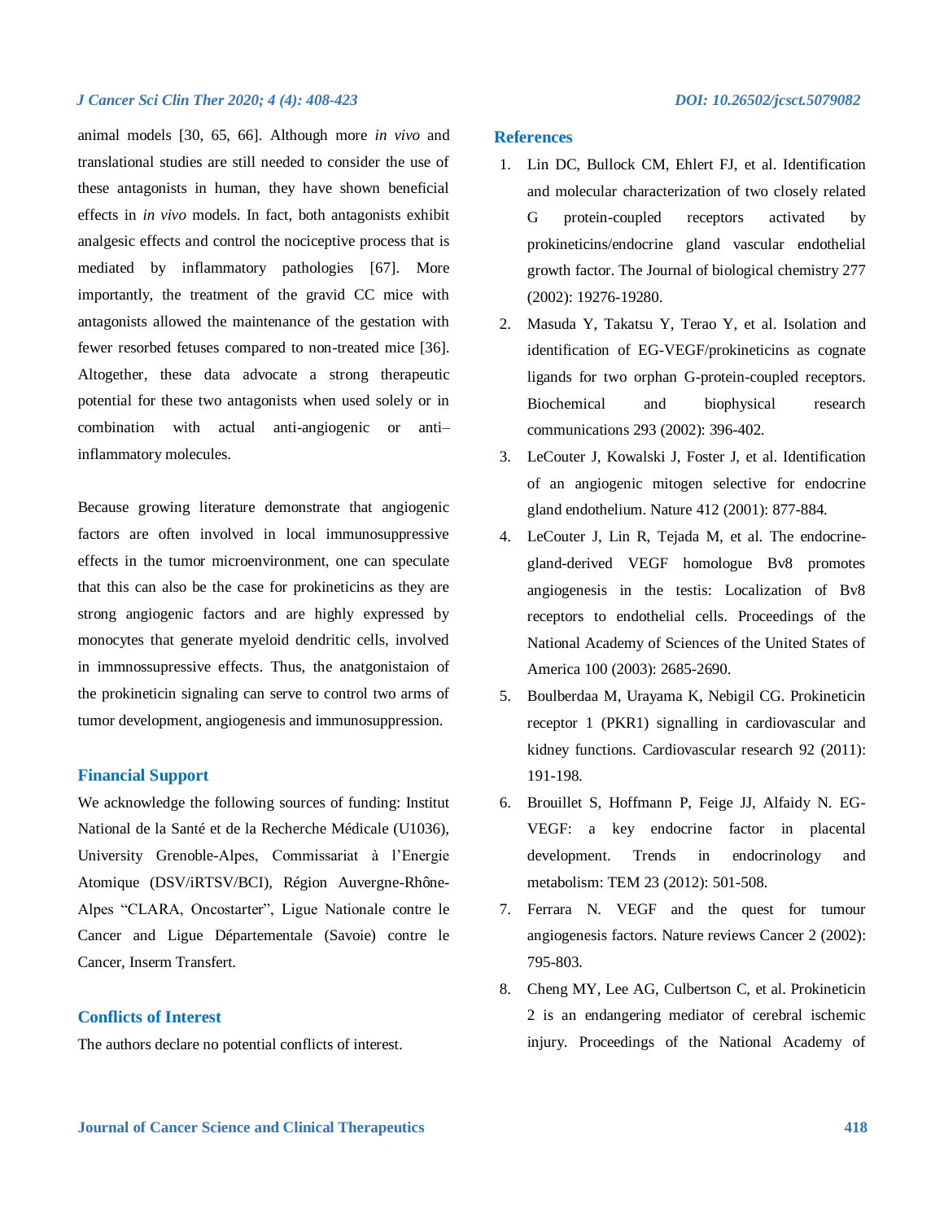animal models [30, 65, 66]. Although more *in vivo* and translational studies are still needed to consider the use of these antagonists in human, they have shown beneficial effects in *in vivo* models. In fact, both antagonists exhibit analgesic effects and control the nociceptive process that is mediated by inflammatory pathologies [67]. More importantly, the treatment of the gravid CC mice with antagonists allowed the maintenance of the gestation with fewer resorbed fetuses compared to non-treated mice [36]. Altogether, these data advocate a strong therapeutic potential for these two antagonists when used solely or in combination with actual anti-angiogenic or anti–inflammatory molecules.

Because growing literature demonstrate that angiogenic factors are often involved in local immunosuppressive effects in the tumor microenvironment, one can speculate that this can also be the case for prokineticins as they are strong angiogenic factors and are highly expressed by monocytes that generate myeloid dendritic cells, involved in immnossupressive effects. Thus, the anatgonistaion of the prokineticin signaling can serve to control two arms of tumor development, angiogenesis and immunosuppression.

## Financial Support

We acknowledge the following sources of funding: Institut National de la Santé et de la Recherche Médicale (U1036), University Grenoble-Alpes, Commissariat à l'Energie Atomique (DSV/iRTSV/BCI), Région Auvergne-Rhône-Alpes "CLARA, Oncostarter", Ligue Nationale contre le Cancer and Ligue Départementale (Savoie) contre le Cancer, Inserm Transfert.

## Conflicts of Interest

The authors declare no potential conflicts of interest.

## References

1. Lin DC, Bullock CM, Ehlert FJ, et al. Identification and molecular characterization of two closely related G protein-coupled receptors activated by prokineticins/endocrine gland vascular endothelial growth factor. The Journal of biological chemistry 277 (2002): 19276-19280.
2. Masuda Y, Takatsu Y, Terao Y, et al. Isolation and identification of EG-VEGF/prokineticins as cognate ligands for two orphan G-protein-coupled receptors. Biochemical and biophysical research communications 293 (2002): 396-402.
3. LeCouter J, Kowalski J, Foster J, et al. Identification of an angiogenic mitogen selective for endocrine gland endothelium. Nature 412 (2001): 877-884.
4. LeCouter J, Lin R, Tejada M, et al. The endocrine-gland-derived VEGF homologue Bv8 promotes angiogenesis in the testis: Localization of Bv8 receptors to endothelial cells. Proceedings of the National Academy of Sciences of the United States of America 100 (2003): 2685-2690.
5. Boulberdaa M, Urayama K, Nebigil CG. Prokineticin receptor 1 (PKR1) signalling in cardiovascular and kidney functions. Cardiovascular research 92 (2011): 191-198.
6. Brouillet S, Hoffmann P, Feige JJ, Alfaidy N. EG-VEGF: a key endocrine factor in placental development. Trends in endocrinology and metabolism: TEM 23 (2012): 501-508.
7. Ferrara N. VEGF and the quest for tumour angiogenesis factors. Nature reviews Cancer 2 (2002): 795-803.
8. Cheng MY, Lee AG, Culbertson C, et al. Prokineticin 2 is an endangering mediator of cerebral ischemic injury. Proceedings of the National Academy of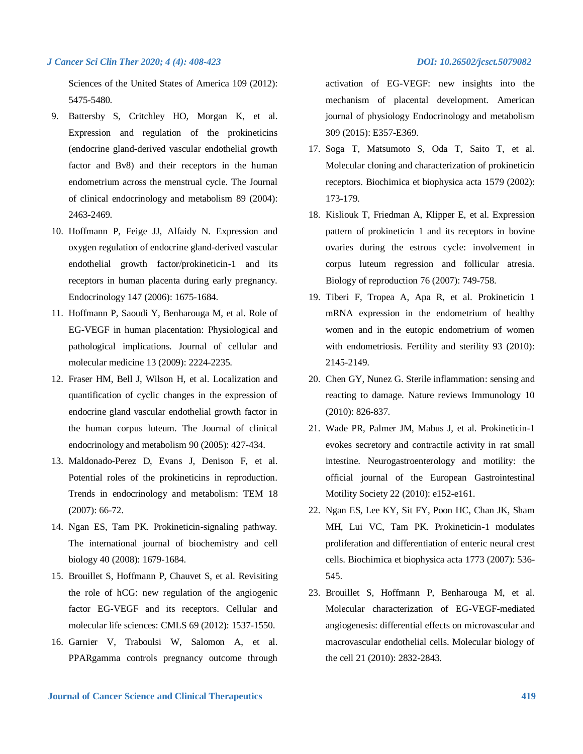Sciences of the United States of America 109 (2012): 5475-5480.

9. Battersby S, Critchley HO, Morgan K, et al. Expression and regulation of the prokineticins (endocrine gland-derived vascular endothelial growth factor and Bv8) and their receptors in the human endometrium across the menstrual cycle. The Journal of clinical endocrinology and metabolism 89 (2004): 2463-2469.
10. Hoffmann P, Feige JJ, Alfaidy N. Expression and oxygen regulation of endocrine gland-derived vascular endothelial growth factor/prokineticin-1 and its receptors in human placenta during early pregnancy. Endocrinology 147 (2006): 1675-1684.
11. Hoffmann P, Saoudi Y, Benharouga M, et al. Role of EG-VEGF in human placentation: Physiological and pathological implications. Journal of cellular and molecular medicine 13 (2009): 2224-2235.
12. Fraser HM, Bell J, Wilson H, et al. Localization and quantification of cyclic changes in the expression of endocrine gland vascular endothelial growth factor in the human corpus luteum. The Journal of clinical endocrinology and metabolism 90 (2005): 427-434.
13. Maldonado-Perez D, Evans J, Denison F, et al. Potential roles of the prokineticins in reproduction. Trends in endocrinology and metabolism: TEM 18 (2007): 66-72.
14. Ngan ES, Tam PK. Prokineticin-signaling pathway. The international journal of biochemistry and cell biology 40 (2008): 1679-1684.
15. Brouillet S, Hoffmann P, Chauvet S, et al. Revisiting the role of hCG: new regulation of the angiogenic factor EG-VEGF and its receptors. Cellular and molecular life sciences: CMLS 69 (2012): 1537-1550.
16. Garnier V, Traboulsi W, Salomon A, et al. PPARgamma controls pregnancy outcome through activation of EG-VEGF: new insights into the mechanism of placental development. American journal of physiology Endocrinology and metabolism 309 (2015): E357-E369.
17. Soga T, Matsumoto S, Oda T, Saito T, et al. Molecular cloning and characterization of prokineticin receptors. Biochimica et biophysica acta 1579 (2002): 173-179.
18. Kisliouk T, Friedman A, Klipper E, et al. Expression pattern of prokineticin 1 and its receptors in bovine ovaries during the estrous cycle: involvement in corpus luteum regression and follicular atresia. Biology of reproduction 76 (2007): 749-758.
19. Tiberi F, Tropea A, Apa R, et al. Prokineticin 1 mRNA expression in the endometrium of healthy women and in the eutopic endometrium of women with endometriosis. Fertility and sterility 93 (2010): 2145-2149.
20. Chen GY, Nunez G. Sterile inflammation: sensing and reacting to damage. Nature reviews Immunology 10 (2010): 826-837.
21. Wade PR, Palmer JM, Mabus J, et al. Prokineticin-1 evokes secretory and contractile activity in rat small intestine. Neurogastroenterology and motility: the official journal of the European Gastrointestinal Motility Society 22 (2010): e152-e161.
22. Ngan ES, Lee KY, Sit FY, Poon HC, Chan JK, Sham MH, Lui VC, Tam PK. Prokineticin-1 modulates proliferation and differentiation of enteric neural crest cells. Biochimica et biophysica acta 1773 (2007): 536-545.
23. Brouillet S, Hoffmann P, Benharouga M, et al. Molecular characterization of EG-VEGF-mediated angiogenesis: differential effects on microvascular and macrovascular endothelial cells. Molecular biology of the cell 21 (2010): 2832-2843.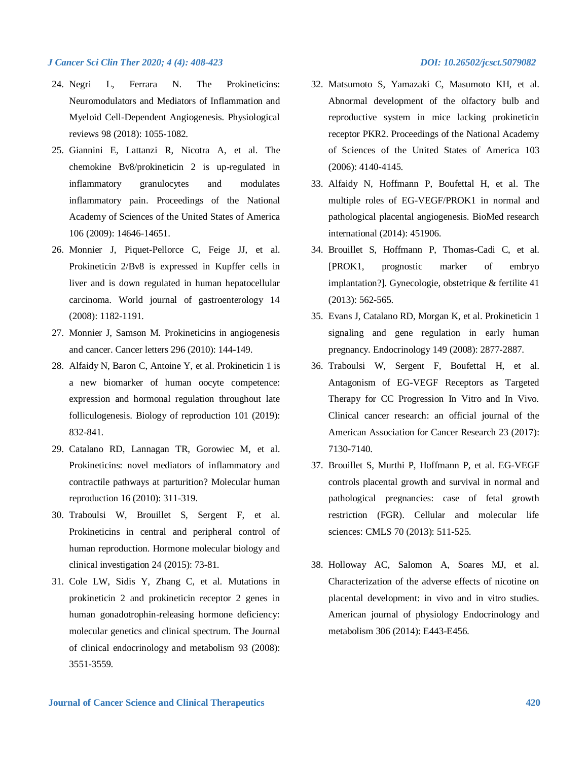24. Negri L, Ferrara N. The Prokineticins: Neuromodulators and Mediators of Inflammation and Myeloid Cell-Dependent Angiogenesis. Physiological reviews 98 (2018): 1055-1082.
25. Giannini E, Lattanzi R, Nicotra A, et al. The chemokine Bv8/prokineticin 2 is up-regulated in inflammatory granulocytes and modulates inflammatory pain. Proceedings of the National Academy of Sciences of the United States of America 106 (2009): 14646-14651.
26. Monnier J, Piquet-Pellorce C, Feige JJ, et al. Prokineticin 2/Bv8 is expressed in Kupffer cells in liver and is down regulated in human hepatocellular carcinoma. World journal of gastroenterology 14 (2008): 1182-1191.
27. Monnier J, Samson M. Prokineticins in angiogenesis and cancer. Cancer letters 296 (2010): 144-149.
28. Alfaidy N, Baron C, Antoine Y, et al. Prokineticin 1 is a new biomarker of human oocyte competence: expression and hormonal regulation throughout late folliculogenesis. Biology of reproduction 101 (2019): 832-841.
29. Catalano RD, Lannagan TR, Gorowiec M, et al. Prokineticins: novel mediators of inflammatory and contractile pathways at parturition? Molecular human reproduction 16 (2010): 311-319.
30. Traboulsi W, Brouillet S, Sergent F, et al. Prokineticins in central and peripheral control of human reproduction. Hormone molecular biology and clinical investigation 24 (2015): 73-81.
31. Cole LW, Sidis Y, Zhang C, et al. Mutations in prokineticin 2 and prokineticin receptor 2 genes in human gonadotrophin-releasing hormone deficiency: molecular genetics and clinical spectrum. The Journal of clinical endocrinology and metabolism 93 (2008): 3551-3559.
32. Matsumoto S, Yamazaki C, Masumoto KH, et al. Abnormal development of the olfactory bulb and reproductive system in mice lacking prokineticin receptor PKR2. Proceedings of the National Academy of Sciences of the United States of America 103 (2006): 4140-4145.
33. Alfaidy N, Hoffmann P, Boufettal H, et al. The multiple roles of EG-VEGF/PROK1 in normal and pathological placental angiogenesis. BioMed research international (2014): 451906.
34. Brouillet S, Hoffmann P, Thomas-Cadi C, et al. [PROK1, prognostic marker of embryo implantation?]. Gynecologie, obstetrique & fertilite 41 (2013): 562-565.
35. Evans J, Catalano RD, Morgan K, et al. Prokineticin 1 signaling and gene regulation in early human pregnancy. Endocrinology 149 (2008): 2877-2887.
36. Traboulsi W, Sergent F, Boufettal H, et al. Antagonism of EG-VEGF Receptors as Targeted Therapy for CC Progression In Vitro and In Vivo. Clinical cancer research: an official journal of the American Association for Cancer Research 23 (2017): 7130-7140.
37. Brouillet S, Murthi P, Hoffmann P, et al. EG-VEGF controls placental growth and survival in normal and pathological pregnancies: case of fetal growth restriction (FGR). Cellular and molecular life sciences: CMLS 70 (2013): 511-525.
38. Holloway AC, Salomon A, Soares MJ, et al. Characterization of the adverse effects of nicotine on placental development: in vivo and in vitro studies. American journal of physiology Endocrinology and metabolism 306 (2014): E443-E456.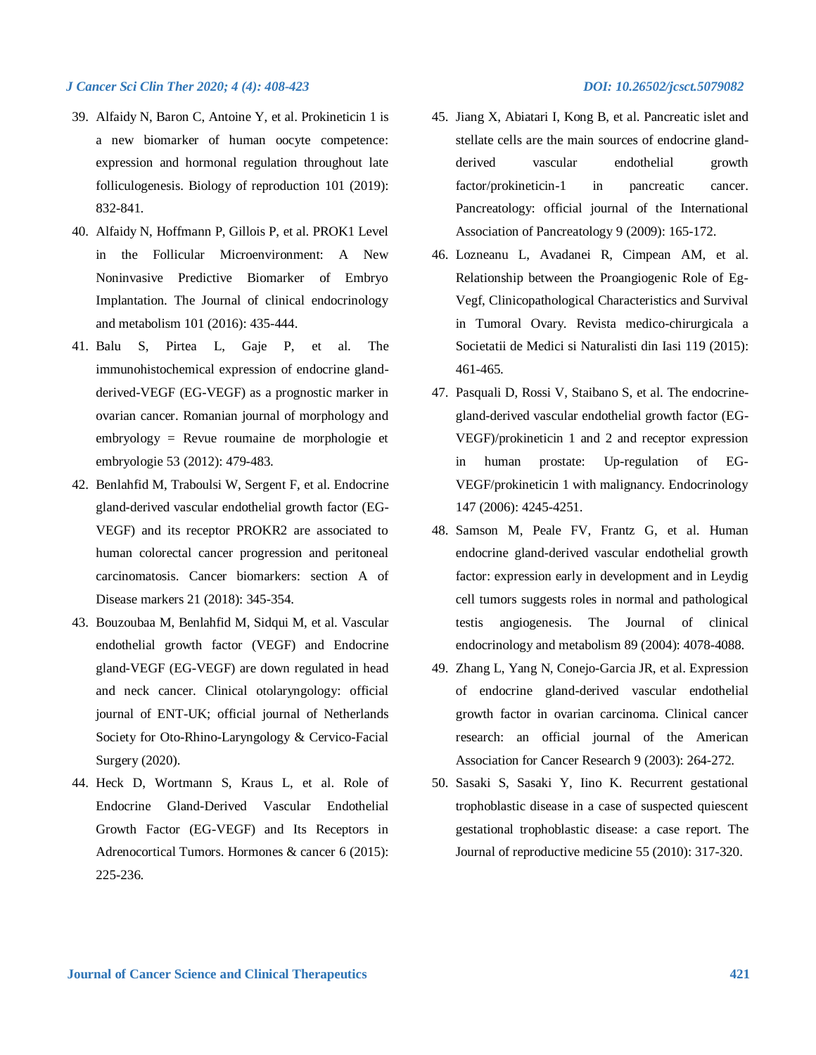39. Alfaidy N, Baron C, Antoine Y, et al. Prokineticin 1 is a new biomarker of human oocyte competence: expression and hormonal regulation throughout late folliculogenesis. Biology of reproduction 101 (2019): 832-841.
40. Alfaidy N, Hoffmann P, Gillois P, et al. PROK1 Level in the Follicular Microenvironment: A New Noninvasive Predictive Biomarker of Embryo Implantation. The Journal of clinical endocrinology and metabolism 101 (2016): 435-444.
41. Balu S, Pirtea L, Gaje P, et al. The immunohistochemical expression of endocrine gland-derived-VEGF (EG-VEGF) as a prognostic marker in ovarian cancer. Romanian journal of morphology and embryology = Revue roumaine de morphologie et embryologie 53 (2012): 479-483.
42. Benlahfid M, Traboulsi W, Sergent F, et al. Endocrine gland-derived vascular endothelial growth factor (EG-VEGF) and its receptor PROKR2 are associated to human colorectal cancer progression and peritoneal carcinomatosis. Cancer biomarkers: section A of Disease markers 21 (2018): 345-354.
43. Bouzoubaa M, Benlahfid M, Sidqui M, et al. Vascular endothelial growth factor (VEGF) and Endocrine gland-VEGF (EG-VEGF) are down regulated in head and neck cancer. Clinical otolaryngology: official journal of ENT-UK; official journal of Netherlands Society for Oto-Rhino-Laryngology & Cervico-Facial Surgery (2020).
44. Heck D, Wortmann S, Kraus L, et al. Role of Endocrine Gland-Derived Vascular Endothelial Growth Factor (EG-VEGF) and Its Receptors in Adrenocortical Tumors. Hormones & cancer 6 (2015): 225-236.
45. Jiang X, Abiatari I, Kong B, et al. Pancreatic islet and stellate cells are the main sources of endocrine gland-derived vascular endothelial growth factor/prokineticin-1 in pancreatic cancer. Pancreatology: official journal of the International Association of Pancreatology 9 (2009): 165-172.
46. Lozneanu L, Avadanei R, Cimpean AM, et al. Relationship between the Proangiogenic Role of Eg-Vegf, Clinicopathological Characteristics and Survival in Tumoral Ovary. Revista medico-chirurgicala a Societatii de Medici si Naturalisti din Iasi 119 (2015): 461-465.
47. Pasquali D, Rossi V, Staibano S, et al. The endocrine-gland-derived vascular endothelial growth factor (EG-VEGF)/prokineticin 1 and 2 and receptor expression in human prostate: Up-regulation of EG-VEGF/prokineticin 1 with malignancy. Endocrinology 147 (2006): 4245-4251.
48. Samson M, Peale FV, Frantz G, et al. Human endocrine gland-derived vascular endothelial growth factor: expression early in development and in Leydig cell tumors suggests roles in normal and pathological testis angiogenesis. The Journal of clinical endocrinology and metabolism 89 (2004): 4078-4088.
49. Zhang L, Yang N, Conejo-Garcia JR, et al. Expression of endocrine gland-derived vascular endothelial growth factor in ovarian carcinoma. Clinical cancer research: an official journal of the American Association for Cancer Research 9 (2003): 264-272.
50. Sasaki S, Sasaki Y, Iino K. Recurrent gestational trophoblastic disease in a case of suspected quiescent gestational trophoblastic disease: a case report. The Journal of reproductive medicine 55 (2010): 317-320.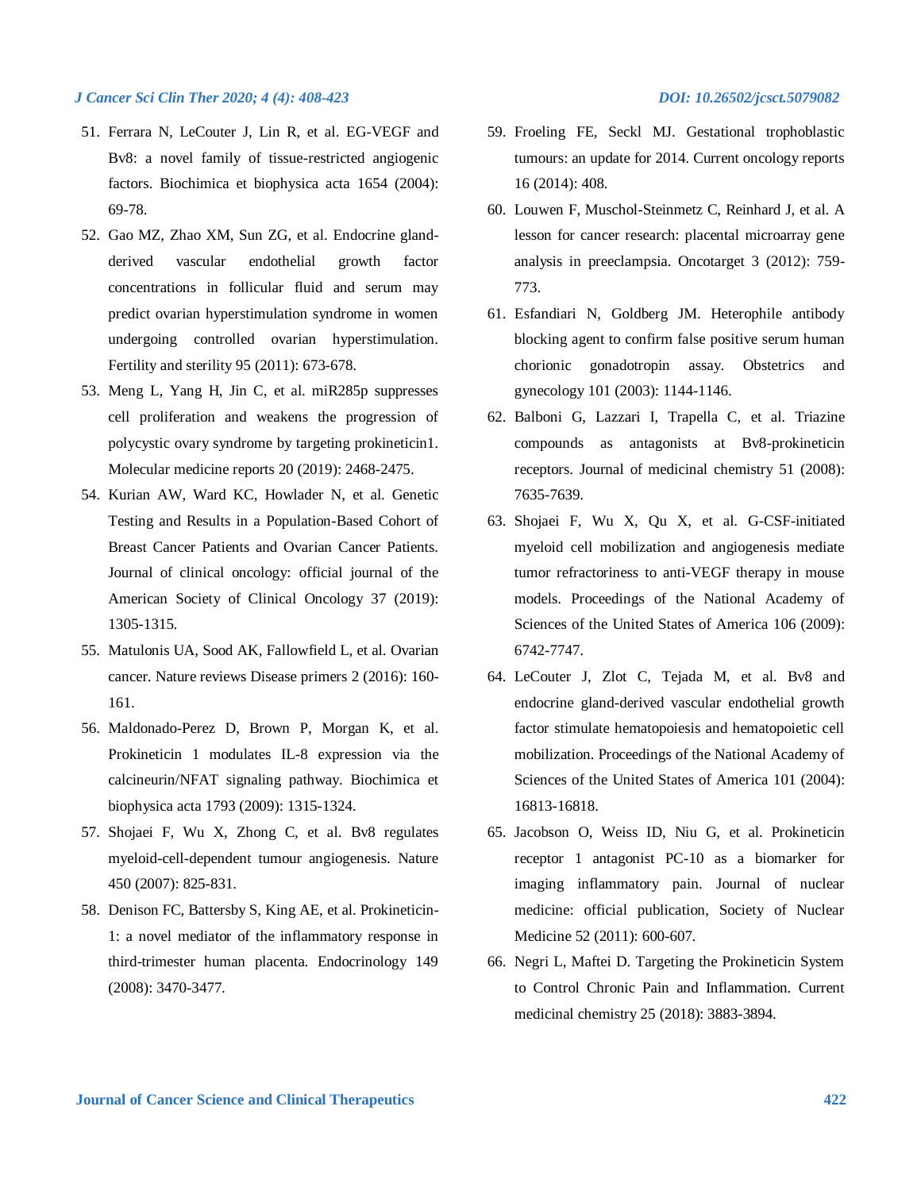51. Ferrara N, LeCouter J, Lin R, et al. EG-VEGF and Bv8: a novel family of tissue-restricted angiogenic factors. Biochimica et biophysica acta 1654 (2004): 69-78.
52. Gao MZ, Zhao XM, Sun ZG, et al. Endocrine gland-derived vascular endothelial growth factor concentrations in follicular fluid and serum may predict ovarian hyperstimulation syndrome in women undergoing controlled ovarian hyperstimulation. Fertility and sterility 95 (2011): 673-678.
53. Meng L, Yang H, Jin C, et al. miR285p suppresses cell proliferation and weakens the progression of polycystic ovary syndrome by targeting prokineticin1. Molecular medicine reports 20 (2019): 2468-2475.
54. Kurian AW, Ward KC, Howlader N, et al. Genetic Testing and Results in a Population-Based Cohort of Breast Cancer Patients and Ovarian Cancer Patients. Journal of clinical oncology: official journal of the American Society of Clinical Oncology 37 (2019): 1305-1315.
55. Matulonis UA, Sood AK, Fallowfield L, et al. Ovarian cancer. Nature reviews Disease primers 2 (2016): 160-161.
56. Maldonado-Perez D, Brown P, Morgan K, et al. Prokineticin 1 modulates IL-8 expression via the calcineurin/NFAT signaling pathway. Biochimica et biophysica acta 1793 (2009): 1315-1324.
57. Shojaei F, Wu X, Zhong C, et al. Bv8 regulates myeloid-cell-dependent tumour angiogenesis. Nature 450 (2007): 825-831.
58. Denison FC, Battersby S, King AE, et al. Prokineticin-1: a novel mediator of the inflammatory response in third-trimester human placenta. Endocrinology 149 (2008): 3470-3477.
59. Froeling FE, Seckl MJ. Gestational trophoblastic tumours: an update for 2014. Current oncology reports 16 (2014): 408.
60. Louwen F, Muschol-Steinmetz C, Reinhard J, et al. A lesson for cancer research: placental microarray gene analysis in preeclampsia. Oncotarget 3 (2012): 759-773.
61. Esfandiari N, Goldberg JM. Heterophile antibody blocking agent to confirm false positive serum human chorionic gonadotropin assay. Obstetrics and gynecology 101 (2003): 1144-1146.
62. Balboni G, Lazzari I, Trapella C, et al. Triazine compounds as antagonists at Bv8-prokineticin receptors. Journal of medicinal chemistry 51 (2008): 7635-7639.
63. Shojaei F, Wu X, Qu X, et al. G-CSF-initiated myeloid cell mobilization and angiogenesis mediate tumor refractoriness to anti-VEGF therapy in mouse models. Proceedings of the National Academy of Sciences of the United States of America 106 (2009): 6742-7747.
64. LeCouter J, Zlot C, Tejada M, et al. Bv8 and endocrine gland-derived vascular endothelial growth factor stimulate hematopoiesis and hematopoietic cell mobilization. Proceedings of the National Academy of Sciences of the United States of America 101 (2004): 16813-16818.
65. Jacobson O, Weiss ID, Niu G, et al. Prokineticin receptor 1 antagonist PC-10 as a biomarker for imaging inflammatory pain. Journal of nuclear medicine: official publication, Society of Nuclear Medicine 52 (2011): 600-607.
66. Negri L, Maftei D. Targeting the Prokineticin System to Control Chronic Pain and Inflammation. Current medicinal chemistry 25 (2018): 3883-3894.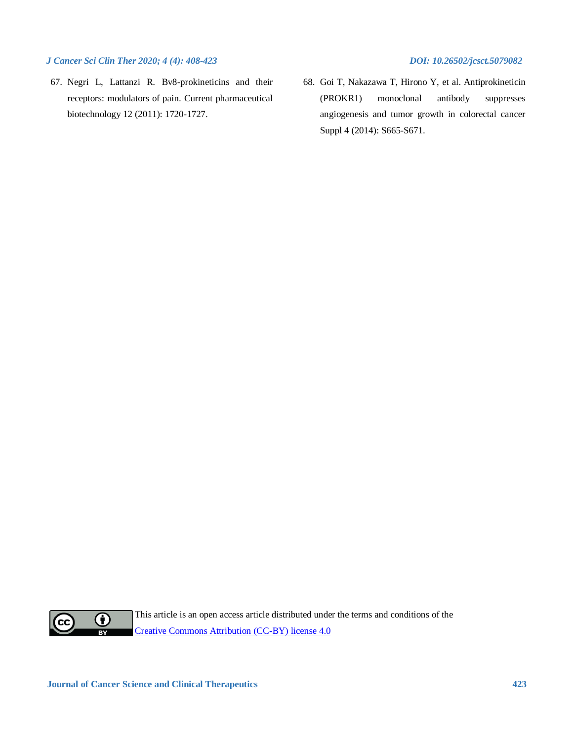67. Negri L, Lattanzi R. Bv8-prokineticins and their receptors: modulators of pain. Current pharmaceutical biotechnology 12 (2011): 1720-1727.

68. Goi T, Nakazawa T, Hirono Y, et al. Antiprokineticin (PROKR1) monoclonal antibody suppresses angiogenesis and tumor growth in colorectal cancer Suppl 4 (2014): S665-S671.

This article is an open access article distributed under the terms and conditions of the [Creative Commons Attribution (CC-BY) license 4.0](https://creativecommons.org/licenses/by/4.0/)